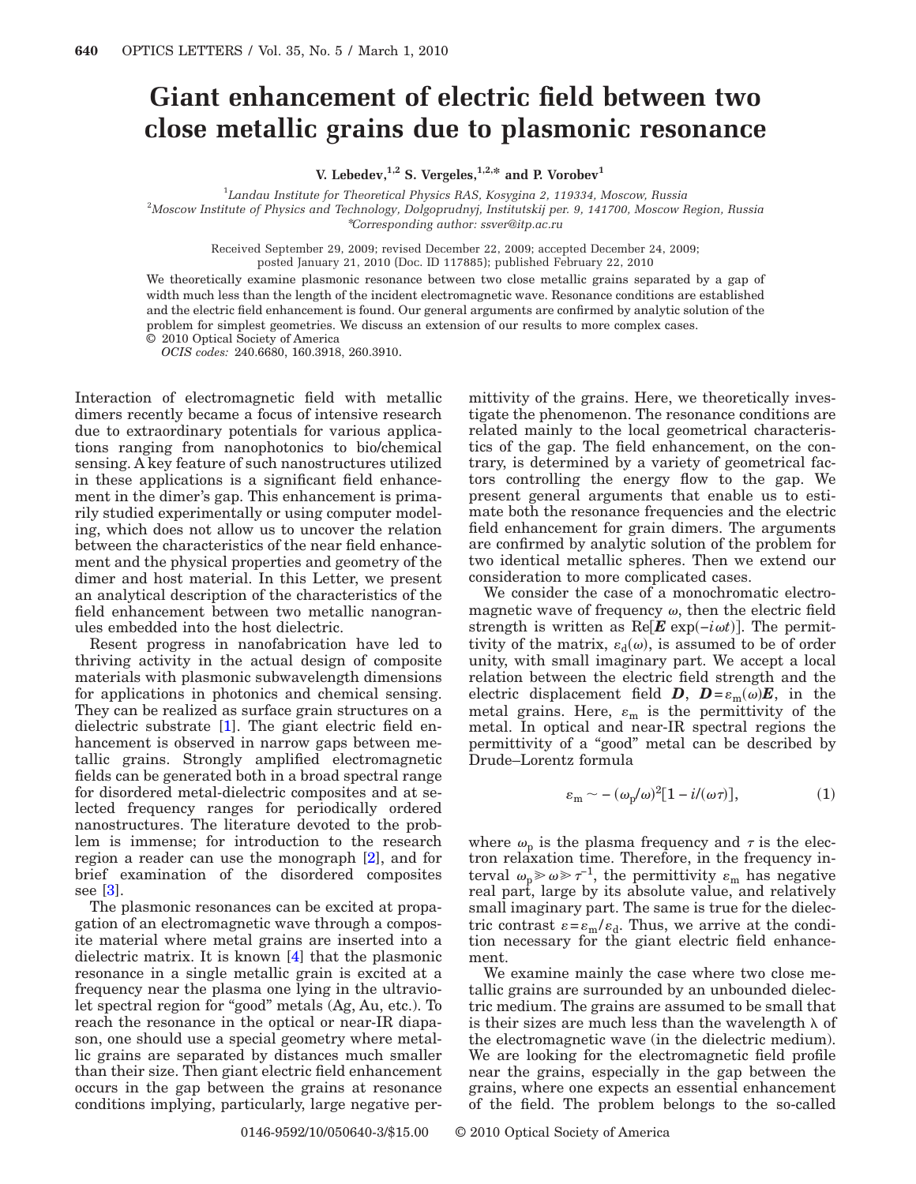# Giant enhancement of electric field between two close metallic grains due to plasmonic resonance

**V. Lebedev,[1,2] S. Vergeles,[1,2,*] and P. Vorobev[1]**

[1]*Landau Institute for Theoretical Physics RAS, Kosygina 2, 119334, Moscow, Russia*
[2]*Moscow Institute of Physics and Technology, Dolgoprudnyj, Institutskij per. 9, 141700, Moscow Region, Russia*
*Corresponding author: ssver@itp.ac.ru

Received September 29, 2009; revised December 22, 2009; accepted December 24, 2009; posted January 21, 2010 (Doc. ID 117885); published February 22, 2010

We theoretically examine plasmonic resonance between two close metallic grains separated by a gap of width much less than the length of the incident electromagnetic wave. Resonance conditions are established and the electric field enhancement is found. Our general arguments are confirmed by analytic solution of the problem for simplest geometries. We discuss an extension of our results to more complex cases. © 2010 Optical Society of America

*OCIS codes:* 240.6680, 160.3918, 260.3910.

Interaction of electromagnetic field with metallic dimers recently became a focus of intensive research due to extraordinary potentials for various applications ranging from nanophotonics to bio/chemical sensing. A key feature of such nanostructures utilized in these applications is a significant field enhancement in the dimer's gap. This enhancement is primarily studied experimentally or using computer modeling, which does not allow us to uncover the relation between the characteristics of the near field enhancement and the physical properties and geometry of the dimer and host material. In this Letter, we present an analytical description of the characteristics of the field enhancement between two metallic nanogranules embedded into the host dielectric.

Resent progress in nanofabrication have led to thriving activity in the actual design of composite materials with plasmonic subwavelength dimensions for applications in photonics and chemical sensing. They can be realized as surface grain structures on a dielectric substrate [1]. The giant electric field enhancement is observed in narrow gaps between metallic grains. Strongly amplified electromagnetic fields can be generated both in a broad spectral range for disordered metal-dielectric composites and at selected frequency ranges for periodically ordered nanostructures. The literature devoted to the problem is immense; for introduction to the research region a reader can use the monograph [2], and for brief examination of the disordered composites see [3].

The plasmonic resonances can be excited at propagation of an electromagnetic wave through a composite material where metal grains are inserted into a dielectric matrix. It is known [4] that the plasmonic resonance in a single metallic grain is excited at a frequency near the plasma one lying in the ultraviolet spectral region for "good" metals (Ag, Au, etc.). To reach the resonance in the optical or near-IR diapason, one should use a special geometry where metallic grains are separated by distances much smaller than their size. Then giant electric field enhancement occurs in the gap between the grains at resonance conditions implying, particularly, large negative permittivity of the grains. Here, we theoretically investigate the phenomenon. The resonance conditions are related mainly to the local geometrical characteristics of the gap. The field enhancement, on the contrary, is determined by a variety of geometrical factors controlling the energy flow to the gap. We present general arguments that enable us to estimate both the resonance frequencies and the electric field enhancement for grain dimers. The arguments are confirmed by analytic solution of the problem for two identical metallic spheres. Then we extend our consideration to more complicated cases.

We consider the case of a monochromatic electromagnetic wave of frequency $\omega$, then the electric field strength is written as $\mathrm{Re}[\boldsymbol{E}\exp(-i\omega t)]$. The permittivity of the matrix, $\varepsilon_d(\omega)$, is assumed to be of order unity, with small imaginary part. We accept a local relation between the electric field strength and the electric displacement field $\boldsymbol{D}$, $\boldsymbol{D}=\varepsilon_m(\omega)\boldsymbol{E}$, in the metal grains. Here, $\varepsilon_m$ is the permittivity of the metal. In optical and near-IR spectral regions the permittivity of a "good" metal can be described by Drude–Lorentz formula

$$\varepsilon_m \sim -(\omega_p/\omega)^2[1-i/(\omega\tau)], \tag{1}$$

where $\omega_p$ is the plasma frequency and $\tau$ is the electron relaxation time. Therefore, in the frequency interval $\omega_p \gg \omega \gg \tau^{-1}$, the permittivity $\varepsilon_m$ has negative real part, large by its absolute value, and relatively small imaginary part. The same is true for the dielectric contrast $\varepsilon=\varepsilon_m/\varepsilon_d$. Thus, we arrive at the condition necessary for the giant electric field enhancement.

We examine mainly the case where two close metallic grains are surrounded by an unbounded dielectric medium. The grains are assumed to be small that is their sizes are much less than the wavelength $\lambda$ of the electromagnetic wave (in the dielectric medium). We are looking for the electromagnetic field profile near the grains, especially in the gap between the grains, where one expects an essential enhancement of the field. The problem belongs to the so-called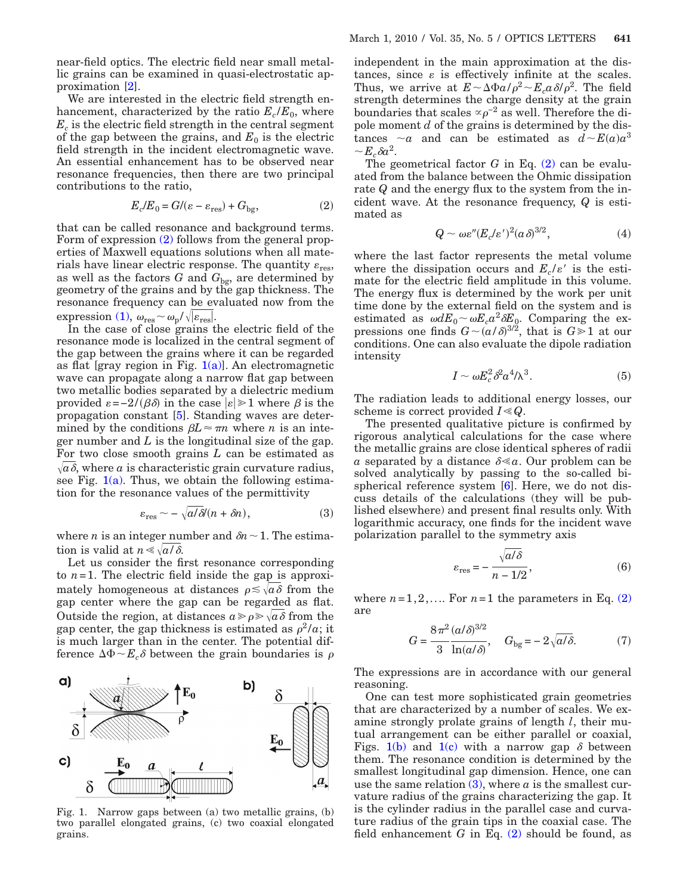near-field optics. The electric field near small metallic grains can be examined in quasi-electrostatic approximation [2].

We are interested in the electric field strength enhancement, characterized by the ratio $E_c/E_0$, where $E_c$ is the electric field strength in the central segment of the gap between the grains, and $E_0$ is the electric field strength in the incident electromagnetic wave. An essential enhancement has to be observed near resonance frequencies, then there are two principal contributions to the ratio,

$$E_c/E_0 = G/(\varepsilon - \varepsilon_{\mathrm{res}}) + G_{\mathrm{bg}}, \tag{2}$$

that can be called resonance and background terms. Form of expression (2) follows from the general properties of Maxwell equations solutions when all materials have linear electric response. The quantity $\varepsilon_{\mathrm{res}}$, as well as the factors $G$ and $G_{\mathrm{bg}}$, are determined by geometry of the grains and by the gap thickness. The resonance frequency can be evaluated now from the expression (1), $\omega_{\mathrm{res}} \sim \omega_p / \sqrt{|\varepsilon_{\mathrm{res}}|}$.

In the case of close grains the electric field of the resonance mode is localized in the central segment of the gap between the grains where it can be regarded as flat [gray region in Fig. 1(a)]. An electromagnetic wave can propagate along a narrow flat gap between two metallic bodies separated by a dielectric medium provided $\varepsilon = -2/(\beta\delta)$ in the case $|\varepsilon| \gg 1$ where $\beta$ is the propagation constant [5]. Standing waves are determined by the conditions $\beta L \approx \pi n$ where $n$ is an integer number and $L$ is the longitudinal size of the gap. For two close smooth grains $L$ can be estimated as $\sqrt{a\delta}$, where $a$ is characteristic grain curvature radius, see Fig. 1(a). Thus, we obtain the following estimation for the resonance values of the permittivity

$$\varepsilon_{\mathrm{res}} \sim -\sqrt{a/\delta}/(n + \delta n), \tag{3}$$

where $n$ is an integer number and $\delta n \sim 1$. The estimation is valid at $n \ll \sqrt{a/\delta}$.

Let us consider the first resonance corresponding to $n = 1$. The electric field inside the gap is approximately homogeneous at distances $\rho \lesssim \sqrt{a\delta}$ from the gap center where the gap can be regarded as flat. Outside the region, at distances $a \gg \rho \gg \sqrt{a\delta}$ from the gap center, the gap thickness is estimated as $\rho^2/a$; it is much larger than in the center. The potential difference $\Delta\Phi \sim E_c\delta$ between the grain boundaries is $\rho$ independent in the main approximation at the distances, since $\varepsilon$ is effectively infinite at the scales. Thus, we arrive at $E \sim \Delta\Phi a/\rho^2 \sim E_c a\delta/\rho^2$. The field strength determines the charge density at the grain boundaries that scales $\propto \rho^{-2}$ as well. Therefore the dipole moment $d$ of the grains is determined by the distances $\sim a$ and can be estimated as $d \sim E(a)a^3 \sim E_c\delta a^2$.

Fig. 1. Narrow gaps between (a) two metallic grains, (b) two parallel elongated grains, (c) two coaxial elongated grains.

The geometrical factor $G$ in Eq. (2) can be evaluated from the balance between the Ohmic dissipation rate $Q$ and the energy flux to the system from the incident wave. At the resonance frequency, $Q$ is estimated as

$$Q \sim \omega\varepsilon''(E_c/\varepsilon')^2(a\delta)^{3/2}, \tag{4}$$

where the last factor represents the metal volume where the dissipation occurs and $E_c/\varepsilon'$ is the estimate for the electric field amplitude in this volume. The energy flux is determined by the work per unit time done by the external field on the system and is estimated as $\omega dE_0 \sim \omega E_c a^2 \delta E_0$. Comparing the expressions one finds $G \sim (a/\delta)^{3/2}$, that is $G \gg 1$ at our conditions. One can also evaluate the dipole radiation intensity

$$I \sim \omega E_c^2 \delta^2 a^4/\lambda^3. \tag{5}$$

The radiation leads to additional energy losses, our scheme is correct provided $I \ll Q$.

The presented qualitative picture is confirmed by rigorous analytical calculations for the case where the metallic grains are close identical spheres of radii $a$ separated by a distance $\delta \ll a$. Our problem can be solved analytically by passing to the so-called bispherical reference system [6]. Here, we do not discuss details of the calculations (they will be published elsewhere) and present final results only. With logarithmic accuracy, one finds for the incident wave polarization parallel to the symmetry axis

$$\varepsilon_{\mathrm{res}} = -\frac{\sqrt{a/\delta}}{n - 1/2}, \tag{6}$$

where $n = 1, 2, \ldots$. For $n = 1$ the parameters in Eq. (2) are

$$G = \frac{8\pi^2}{3}\frac{(a/\delta)^{3/2}}{\ln(a/\delta)}, \quad G_{\mathrm{bg}} = -2\sqrt{a/\delta}. \tag{7}$$

The expressions are in accordance with our general reasoning.

One can test more sophisticated grain geometries that are characterized by a number of scales. We examine strongly prolate grains of length $l$, their mutual arrangement can be either parallel or coaxial, Figs. 1(b) and 1(c) with a narrow gap $\delta$ between them. The resonance condition is determined by the smallest longitudinal gap dimension. Hence, one can use the same relation (3), where $a$ is the smallest curvature radius of the grains characterizing the gap. It is the cylinder radius in the parallel case and curvature radius of the grain tips in the coaxial case. The field enhancement $G$ in Eq. (2) should be found, as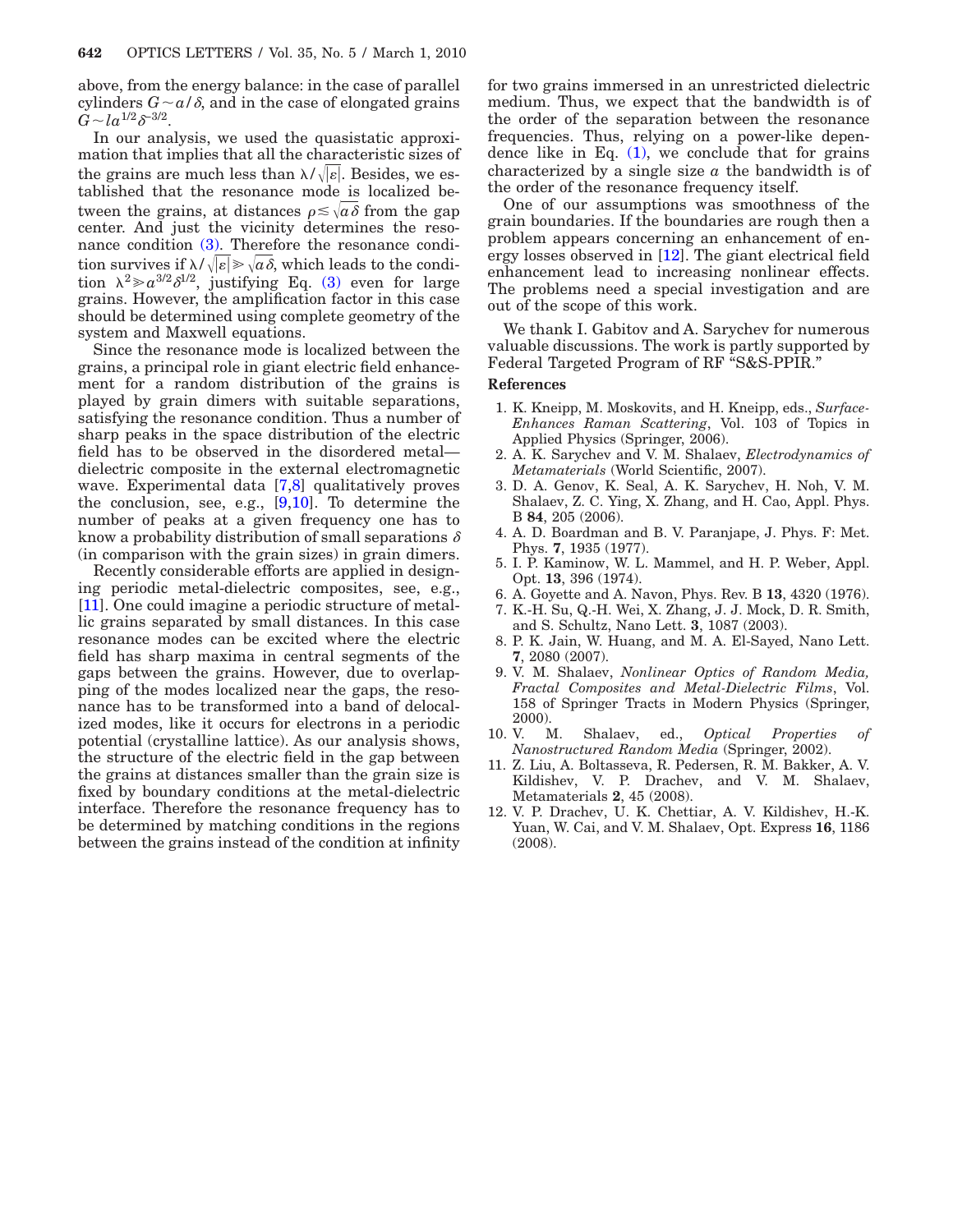above, from the energy balance: in the case of parallel cylinders $G \sim a/\delta$, and in the case of elongated grains $G \sim l a^{1/2} \delta^{-3/2}$.

In our analysis, we used the quasistatic approximation that implies that all the characteristic sizes of the grains are much less than $\lambda/\sqrt{|\varepsilon|}$. Besides, we established that the resonance mode is localized between the grains, at distances $\rho \lesssim \sqrt{a\delta}$ from the gap center. And just the vicinity determines the resonance condition (3). Therefore the resonance condition survives if $\lambda/\sqrt{|\varepsilon|} \gg \sqrt{a\delta}$, which leads to the condition $\lambda^2 \gg a^{3/2}\delta^{1/2}$, justifying Eq. (3) even for large grains. However, the amplification factor in this case should be determined using complete geometry of the system and Maxwell equations.

Since the resonance mode is localized between the grains, a principal role in giant electric field enhancement for a random distribution of the grains is played by grain dimers with suitable separations, satisfying the resonance condition. Thus a number of sharp peaks in the space distribution of the electric field has to be observed in the disordered metal—dielectric composite in the external electromagnetic wave. Experimental data [7,8] qualitatively proves the conclusion, see, e.g., [9,10]. To determine the number of peaks at a given frequency one has to know a probability distribution of small separations $\delta$ (in comparison with the grain sizes) in grain dimers.

Recently considerable efforts are applied in designing periodic metal-dielectric composites, see, e.g., [11]. One could imagine a periodic structure of metallic grains separated by small distances. In this case resonance modes can be excited where the electric field has sharp maxima in central segments of the gaps between the grains. However, due to overlapping of the modes localized near the gaps, the resonance has to be transformed into a band of delocalized modes, like it occurs for electrons in a periodic potential (crystalline lattice). As our analysis shows, the structure of the electric field in the gap between the grains at distances smaller than the grain size is fixed by boundary conditions at the metal-dielectric interface. Therefore the resonance frequency has to be determined by matching conditions in the regions between the grains instead of the condition at infinity for two grains immersed in an unrestricted dielectric medium. Thus, we expect that the bandwidth is of the order of the separation between the resonance frequencies. Thus, relying on a power-like dependence like in Eq. (1), we conclude that for grains characterized by a single size $a$ the bandwidth is of the order of the resonance frequency itself.

One of our assumptions was smoothness of the grain boundaries. If the boundaries are rough then a problem appears concerning an enhancement of energy losses observed in [12]. The giant electrical field enhancement lead to increasing nonlinear effects. The problems need a special investigation and are out of the scope of this work.

We thank I. Gabitov and A. Sarychev for numerous valuable discussions. The work is partly supported by Federal Targeted Program of RF "S&S-PPIR."

## References

1. K. Kneipp, M. Moskovits, and H. Kneipp, eds., *Surface-Enhances Raman Scattering*, Vol. 103 of Topics in Applied Physics (Springer, 2006).
2. A. K. Sarychev and V. M. Shalaev, *Electrodynamics of Metamaterials* (World Scientific, 2007).
3. D. A. Genov, K. Seal, A. K. Sarychev, H. Noh, V. M. Shalaev, Z. C. Ying, X. Zhang, and H. Cao, Appl. Phys. B **84**, 205 (2006).
4. A. D. Boardman and B. V. Paranjape, J. Phys. F: Met. Phys. **7**, 1935 (1977).
5. I. P. Kaminow, W. L. Mammel, and H. P. Weber, Appl. Opt. **13**, 396 (1974).
6. A. Goyette and A. Navon, Phys. Rev. B **13**, 4320 (1976).
7. K.-H. Su, Q.-H. Wei, X. Zhang, J. J. Mock, D. R. Smith, and S. Schultz, Nano Lett. **3**, 1087 (2003).
8. P. K. Jain, W. Huang, and M. A. El-Sayed, Nano Lett. **7**, 2080 (2007).
9. V. M. Shalaev, *Nonlinear Optics of Random Media, Fractal Composites and Metal-Dielectric Films*, Vol. 158 of Springer Tracts in Modern Physics (Springer, 2000).
10. V. M. Shalaev, ed., *Optical Properties of Nanostructured Random Media* (Springer, 2002).
11. Z. Liu, A. Boltasseva, R. Pedersen, R. M. Bakker, A. V. Kildishev, V. P. Drachev, and V. M. Shalaev, Metamaterials **2**, 45 (2008).
12. V. P. Drachev, U. K. Chettiar, A. V. Kildishev, H.-K. Yuan, W. Cai, and V. M. Shalaev, Opt. Express **16**, 1186 (2008).